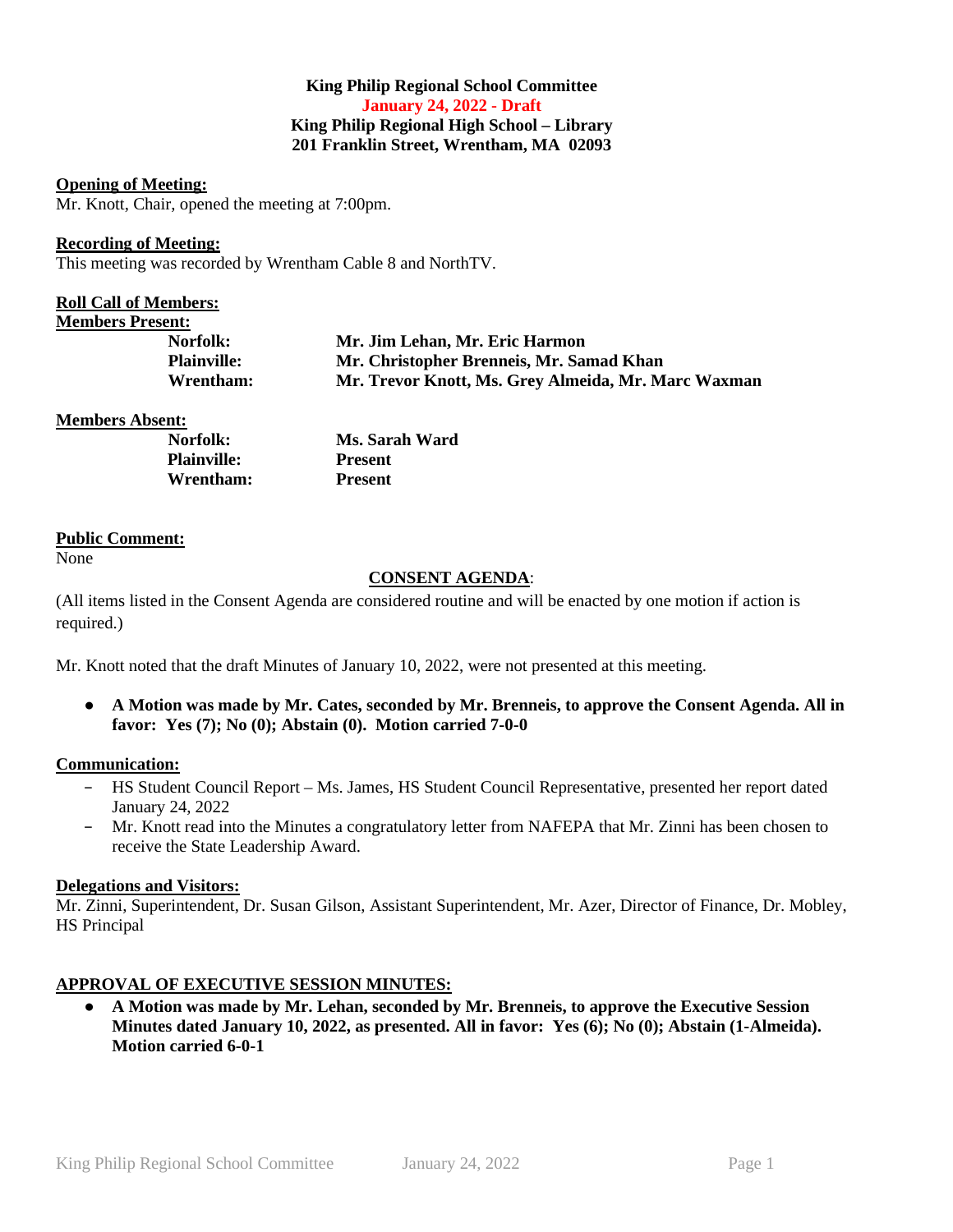**King Philip Regional School Committee**
**January 24, 2022 - Draft**
**King Philip Regional High School – Library**
**201 Franklin Street, Wrentham, MA 02093**

**Opening of Meeting:**
Mr. Knott, Chair, opened the meeting at 7:00pm.

**Recording of Meeting:**
This meeting was recorded by Wrentham Cable 8 and NorthTV.

**Roll Call of Members:**
**Members Present:**

| | |
|---|---|
| **Norfolk:** | **Mr. Jim Lehan, Mr. Eric Harmon** |
| **Plainville:** | **Mr. Christopher Brenneis, Mr. Samad Khan** |
| **Wrentham:** | **Mr. Trevor Knott, Ms. Grey Almeida, Mr. Marc Waxman** |

**Members Absent:**

| | |
|---|---|
| **Norfolk:** | **Ms. Sarah Ward** |
| **Plainville:** | **Present** |
| **Wrentham:** | **Present** |

**Public Comment:**
None

**CONSENT AGENDA**:

(All items listed in the Consent Agenda are considered routine and will be enacted by one motion if action is required.)

Mr. Knott noted that the draft Minutes of January 10, 2022, were not presented at this meeting.

- **A Motion was made by Mr. Cates, seconded by Mr. Brenneis, to approve the Consent Agenda. All in favor: Yes (7); No (0); Abstain (0). Motion carried 7-0-0**

**Communication:**

- HS Student Council Report – Ms. James, HS Student Council Representative, presented her report dated January 24, 2022
- Mr. Knott read into the Minutes a congratulatory letter from NAFEPA that Mr. Zinni has been chosen to receive the State Leadership Award.

**Delegations and Visitors:**
Mr. Zinni, Superintendent, Dr. Susan Gilson, Assistant Superintendent, Mr. Azer, Director of Finance, Dr. Mobley, HS Principal

**APPROVAL OF EXECUTIVE SESSION MINUTES:**

- **A Motion was made by Mr. Lehan, seconded by Mr. Brenneis, to approve the Executive Session Minutes dated January 10, 2022, as presented. All in favor: Yes (6); No (0); Abstain (1-Almeida). Motion carried 6-0-1**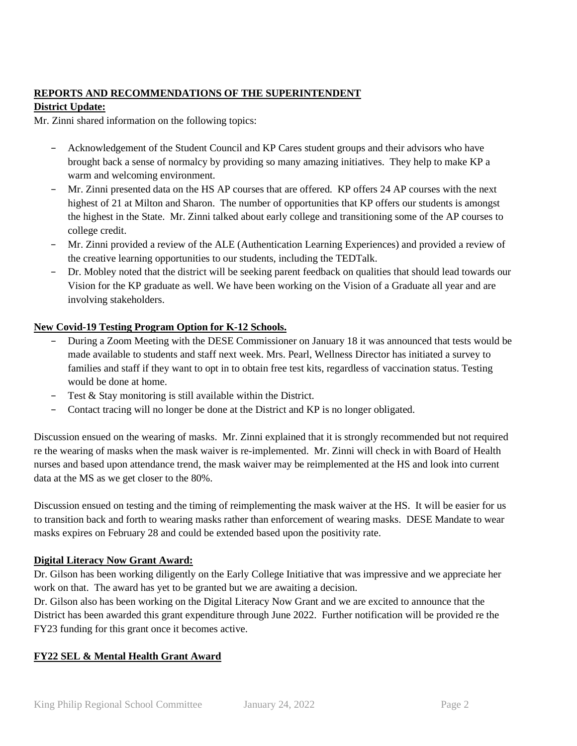**REPORTS AND RECOMMENDATIONS OF THE SUPERINTENDENT**

**District Update:**

Mr. Zinni shared information on the following topics:

- Acknowledgement of the Student Council and KP Cares student groups and their advisors who have brought back a sense of normalcy by providing so many amazing initiatives. They help to make KP a warm and welcoming environment.
- Mr. Zinni presented data on the HS AP courses that are offered. KP offers 24 AP courses with the next highest of 21 at Milton and Sharon. The number of opportunities that KP offers our students is amongst the highest in the State. Mr. Zinni talked about early college and transitioning some of the AP courses to college credit.
- Mr. Zinni provided a review of the ALE (Authentication Learning Experiences) and provided a review of the creative learning opportunities to our students, including the TEDTalk.
- Dr. Mobley noted that the district will be seeking parent feedback on qualities that should lead towards our Vision for the KP graduate as well. We have been working on the Vision of a Graduate all year and are involving stakeholders.

**New Covid-19 Testing Program Option for K-12 Schools.**

- During a Zoom Meeting with the DESE Commissioner on January 18 it was announced that tests would be made available to students and staff next week. Mrs. Pearl, Wellness Director has initiated a survey to families and staff if they want to opt in to obtain free test kits, regardless of vaccination status. Testing would be done at home.
- Test & Stay monitoring is still available within the District.
- Contact tracing will no longer be done at the District and KP is no longer obligated.

Discussion ensued on the wearing of masks. Mr. Zinni explained that it is strongly recommended but not required re the wearing of masks when the mask waiver is re-implemented. Mr. Zinni will check in with Board of Health nurses and based upon attendance trend, the mask waiver may be reimplemented at the HS and look into current data at the MS as we get closer to the 80%.

Discussion ensued on testing and the timing of reimplementing the mask waiver at the HS. It will be easier for us to transition back and forth to wearing masks rather than enforcement of wearing masks. DESE Mandate to wear masks expires on February 28 and could be extended based upon the positivity rate.

**Digital Literacy Now Grant Award:**

Dr. Gilson has been working diligently on the Early College Initiative that was impressive and we appreciate her work on that. The award has yet to be granted but we are awaiting a decision.

Dr. Gilson also has been working on the Digital Literacy Now Grant and we are excited to announce that the District has been awarded this grant expenditure through June 2022. Further notification will be provided re the FY23 funding for this grant once it becomes active.

**FY22 SEL & Mental Health Grant Award**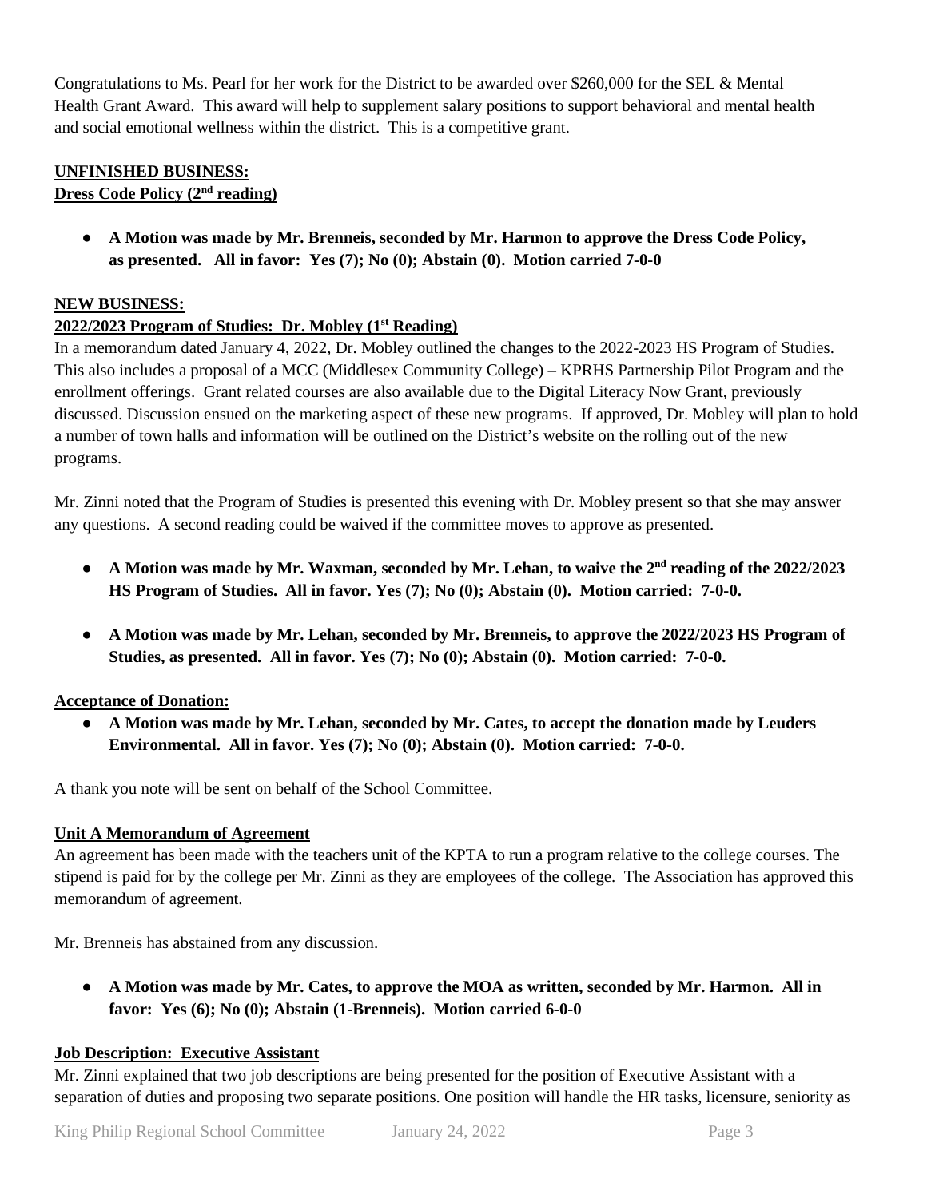Congratulations to Ms. Pearl for her work for the District to be awarded over $260,000 for the SEL & Mental Health Grant Award. This award will help to supplement salary positions to support behavioral and mental health and social emotional wellness within the district. This is a competitive grant.

**UNFINISHED BUSINESS:**

**Dress Code Policy (2nd reading)**

- **A Motion was made by Mr. Brenneis, seconded by Mr. Harmon to approve the Dress Code Policy, as presented. All in favor: Yes (7); No (0); Abstain (0). Motion carried 7-0-0**

**NEW BUSINESS:**

**2022/2023 Program of Studies: Dr. Mobley (1st Reading)**

In a memorandum dated January 4, 2022, Dr. Mobley outlined the changes to the 2022-2023 HS Program of Studies. This also includes a proposal of a MCC (Middlesex Community College) – KPRHS Partnership Pilot Program and the enrollment offerings. Grant related courses are also available due to the Digital Literacy Now Grant, previously discussed. Discussion ensued on the marketing aspect of these new programs. If approved, Dr. Mobley will plan to hold a number of town halls and information will be outlined on the District's website on the rolling out of the new programs.

Mr. Zinni noted that the Program of Studies is presented this evening with Dr. Mobley present so that she may answer any questions. A second reading could be waived if the committee moves to approve as presented.

- **A Motion was made by Mr. Waxman, seconded by Mr. Lehan, to waive the 2nd reading of the 2022/2023 HS Program of Studies. All in favor. Yes (7); No (0); Abstain (0). Motion carried: 7-0-0.**

- **A Motion was made by Mr. Lehan, seconded by Mr. Brenneis, to approve the 2022/2023 HS Program of Studies, as presented. All in favor. Yes (7); No (0); Abstain (0). Motion carried: 7-0-0.**

**Acceptance of Donation:**

- **A Motion was made by Mr. Lehan, seconded by Mr. Cates, to accept the donation made by Leuders Environmental. All in favor. Yes (7); No (0); Abstain (0). Motion carried: 7-0-0.**

A thank you note will be sent on behalf of the School Committee.

**Unit A Memorandum of Agreement**

An agreement has been made with the teachers unit of the KPTA to run a program relative to the college courses. The stipend is paid for by the college per Mr. Zinni as they are employees of the college. The Association has approved this memorandum of agreement.

Mr. Brenneis has abstained from any discussion.

- **A Motion was made by Mr. Cates, to approve the MOA as written, seconded by Mr. Harmon. All in favor: Yes (6); No (0); Abstain (1-Brenneis). Motion carried 6-0-0**

**Job Description: Executive Assistant**

Mr. Zinni explained that two job descriptions are being presented for the position of Executive Assistant with a separation of duties and proposing two separate positions. One position will handle the HR tasks, licensure, seniority as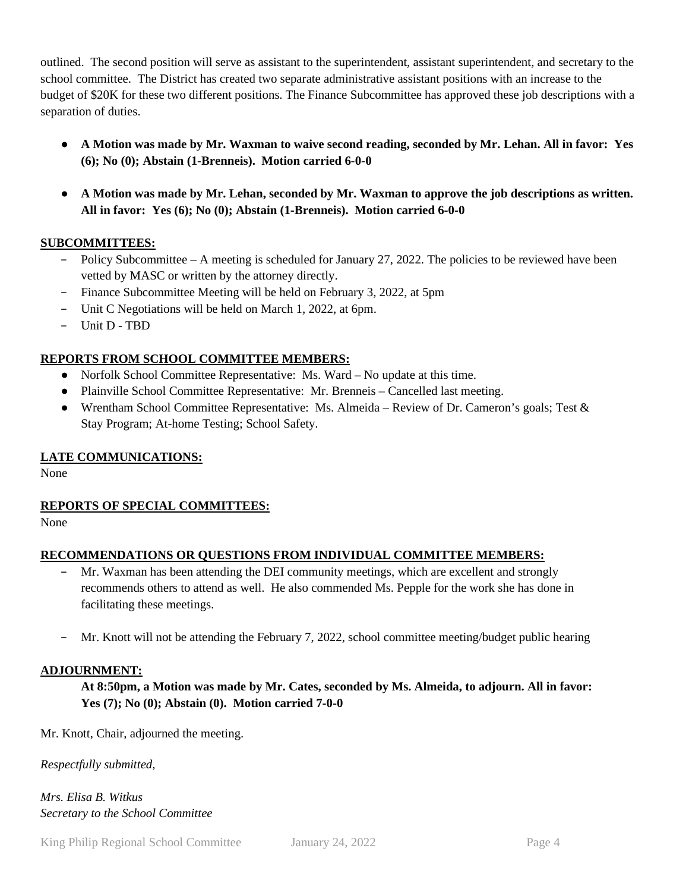outlined. The second position will serve as assistant to the superintendent, assistant superintendent, and secretary to the school committee. The District has created two separate administrative assistant positions with an increase to the budget of $20K for these two different positions. The Finance Subcommittee has approved these job descriptions with a separation of duties.

- **A Motion was made by Mr. Waxman to waive second reading, seconded by Mr. Lehan. All in favor: Yes (6); No (0); Abstain (1-Brenneis). Motion carried 6-0-0**

- **A Motion was made by Mr. Lehan, seconded by Mr. Waxman to approve the job descriptions as written. All in favor: Yes (6); No (0); Abstain (1-Brenneis). Motion carried 6-0-0**

## SUBCOMMITTEES:

- Policy Subcommittee – A meeting is scheduled for January 27, 2022. The policies to be reviewed have been vetted by MASC or written by the attorney directly.
- Finance Subcommittee Meeting will be held on February 3, 2022, at 5pm
- Unit C Negotiations will be held on March 1, 2022, at 6pm.
- Unit D - TBD

## REPORTS FROM SCHOOL COMMITTEE MEMBERS:

- Norfolk School Committee Representative: Ms. Ward – No update at this time.
- Plainville School Committee Representative: Mr. Brenneis – Cancelled last meeting.
- Wrentham School Committee Representative: Ms. Almeida – Review of Dr. Cameron's goals; Test & Stay Program; At-home Testing; School Safety.

## LATE COMMUNICATIONS:

None

## REPORTS OF SPECIAL COMMITTEES:

None

## RECOMMENDATIONS OR QUESTIONS FROM INDIVIDUAL COMMITTEE MEMBERS:

- Mr. Waxman has been attending the DEI community meetings, which are excellent and strongly recommends others to attend as well. He also commended Ms. Pepple for the work she has done in facilitating these meetings.

- Mr. Knott will not be attending the February 7, 2022, school committee meeting/budget public hearing

## ADJOURNMENT:

**At 8:50pm, a Motion was made by Mr. Cates, seconded by Ms. Almeida, to adjourn. All in favor: Yes (7); No (0); Abstain (0). Motion carried 7-0-0**

Mr. Knott, Chair, adjourned the meeting.

*Respectfully submitted,*

*Mrs. Elisa B. Witkus*
*Secretary to the School Committee*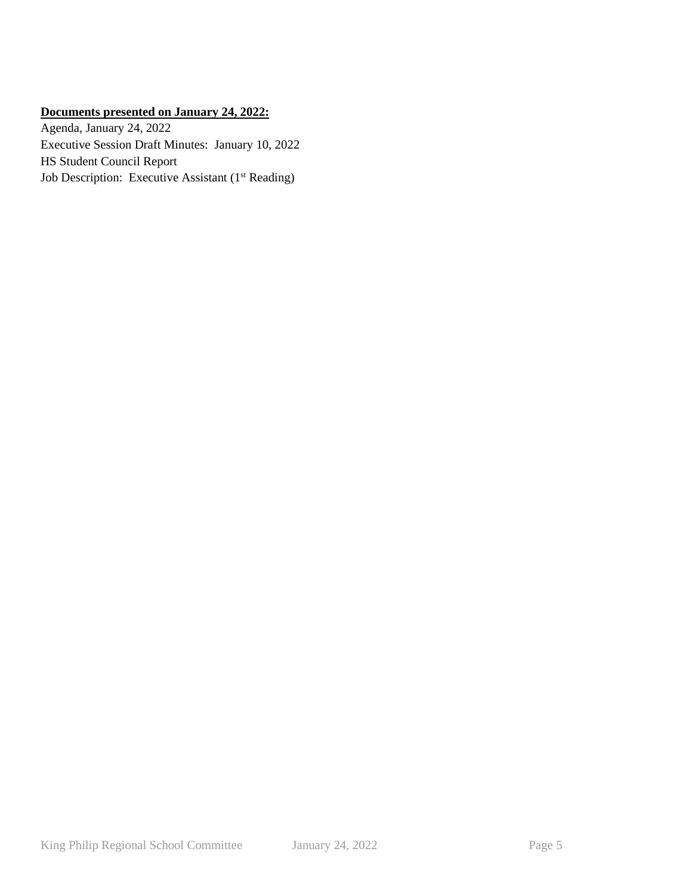**Documents presented on January 24, 2022:**

Agenda, January 24, 2022  
Executive Session Draft Minutes: January 10, 2022  
HS Student Council Report  
Job Description: Executive Assistant (1st Reading)